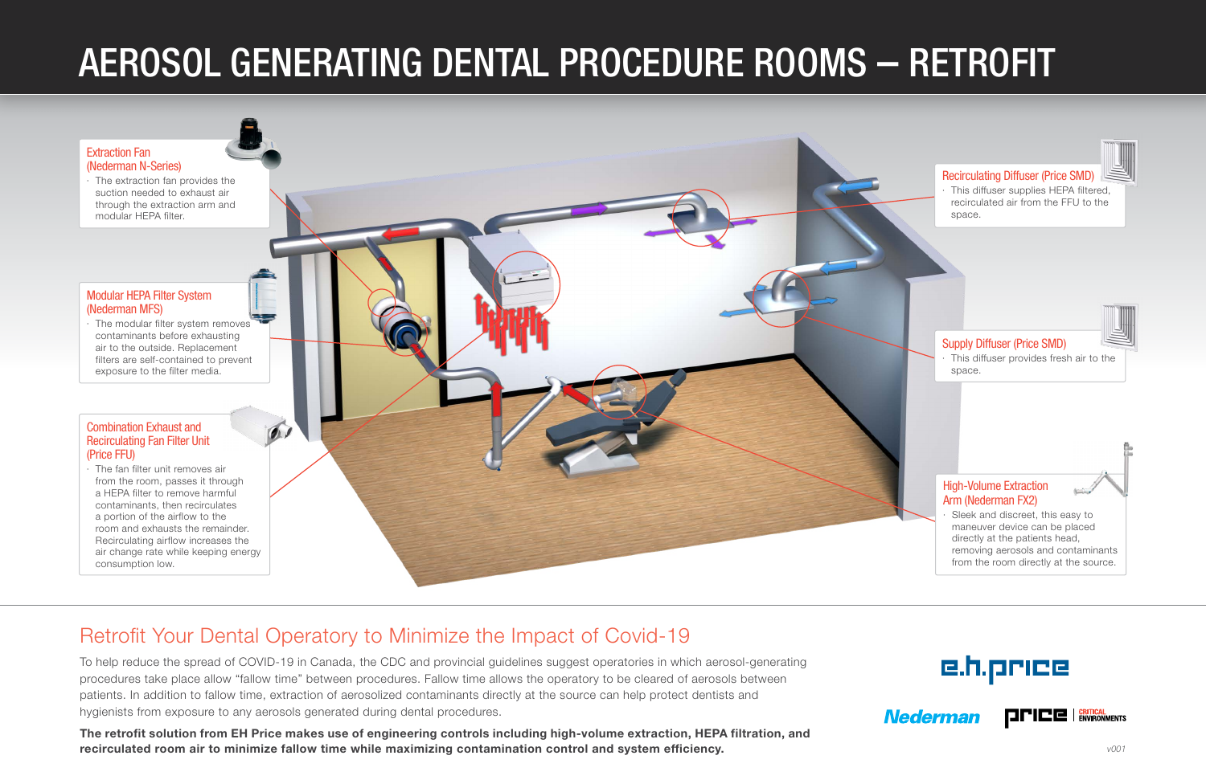# AEROSOL GENERATING DENTAL PROCEDURE ROOMS – RETROFIT

### Extraction Fan (Nederman N-Series)

- The extraction fan provides the suction needed to exhaust air through the extraction arm and modular HEPA filter.

### Modular HEPA Filter System (Nederman MFS)

- The modular filter system removes contaminants before exhausting air to the outside. Replacement filters are self-contained to prevent exposure to the filter media.

### Combination Exhaust and Recirculating Fan Filter Unit (Price FFU)

- The fan filter unit removes air from the room, passes it through a HEPA filter to remove harmful contaminants, then recirculates a portion of the airflow to the room and exhausts the remainder. Recirculating airflow increases the air change rate while keeping energy consumption low.

### Recirculating Diffuser (Price SMD)

- This diffuser supplies HEPA filtered, recirculated air from the FFU to the space.

### Supply Diffuser (Price SMD)

- This diffuser provides fresh air to the space.

### High-Volume Extraction Arm (Nederman FX2)

- Sleek and discreet, this easy to maneuver device can be placed directly at the patients head, removing aerosols and contaminants from the room directly at the source.

## Retrofit Your Dental Operatory to Minimize the Impact of Covid-19

To help reduce the spread of COVID-19 in Canada, the CDC and provincial guidelines suggest operatories in which aerosol-generating procedures take place allow "fallow time" between procedures. Fallow time allows the operatory to be cleared of aerosols between patients. In addition to fallow time, extraction of aerosolized contaminants directly at the source can help protect dentists and hygienists from exposure to any aerosols generated during dental procedures.

**The retrofit solution from EH Price makes use of engineering controls including high-volume extraction, HEPA filtration, and recirculated room air to minimize fallow time while maximizing contamination control and system efficiency.**

e.h.price

Nederman | price | CRITICAL ENVIRONMENTS

v001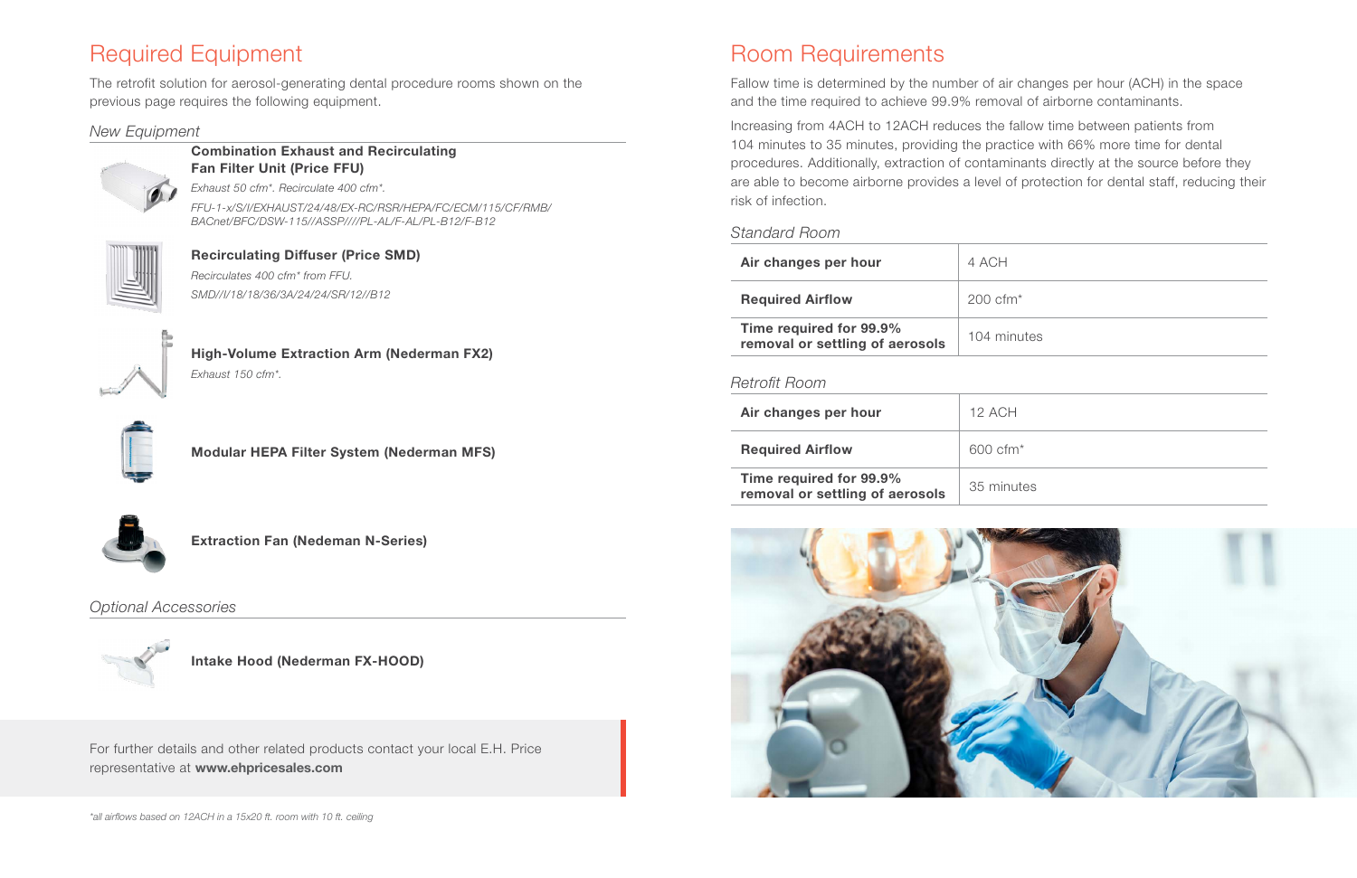## Required Equipment

The retrofit solution for aerosol-generating dental procedure rooms shown on the previous page requires the following equipment.

### *New Equipment*

**Combination Exhaust and Recirculating Fan Filter Unit (Price FFU)**

*Exhaust 50 cfm*. Recirculate 400 cfm*.*

*FFU-1-x/S/I/EXHAUST/24/48/EX-RC/RSR/HEPA/FC/ECM/115/CF/RMB/BACnet/BFC/DSW-115//ASSP////PL-AL/F-AL/PL-B12/F-B12*

**Recirculating Diffuser (Price SMD)**

*Recirculates 400 cfm* from FFU.*

*SMD//I/18/18/36/3A/24/24/SR/12//B12*

**High-Volume Extraction Arm (Nederman FX2)**

*Exhaust 150 cfm*.*

**Modular HEPA Filter System (Nederman MFS)**

**Extraction Fan (Nedeman N-Series)**

### *Optional Accessories*

**Intake Hood (Nederman FX-HOOD)**

For further details and other related products contact your local E.H. Price representative at **www.ehpricesales.com**

*all airflows based on 12ACH in a 15x20 ft. room with 10 ft. ceiling

## Room Requirements

Fallow time is determined by the number of air changes per hour (ACH) in the space and the time required to achieve 99.9% removal of airborne contaminants.

Increasing from 4ACH to 12ACH reduces the fallow time between patients from 104 minutes to 35 minutes, providing the practice with 66% more time for dental procedures. Additionally, extraction of contaminants directly at the source before they are able to become airborne provides a level of protection for dental staff, reducing their risk of infection.

### *Standard Room*

| | |
|---|---|
| **Air changes per hour** | 4 ACH |
| **Required Airflow** | 200 cfm* |
| **Time required for 99.9% removal or settling of aerosols** | 104 minutes |

### *Retrofit Room*

| | |
|---|---|
| **Air changes per hour** | 12 ACH |
| **Required Airflow** | 600 cfm* |
| **Time required for 99.9% removal or settling of aerosols** | 35 minutes |